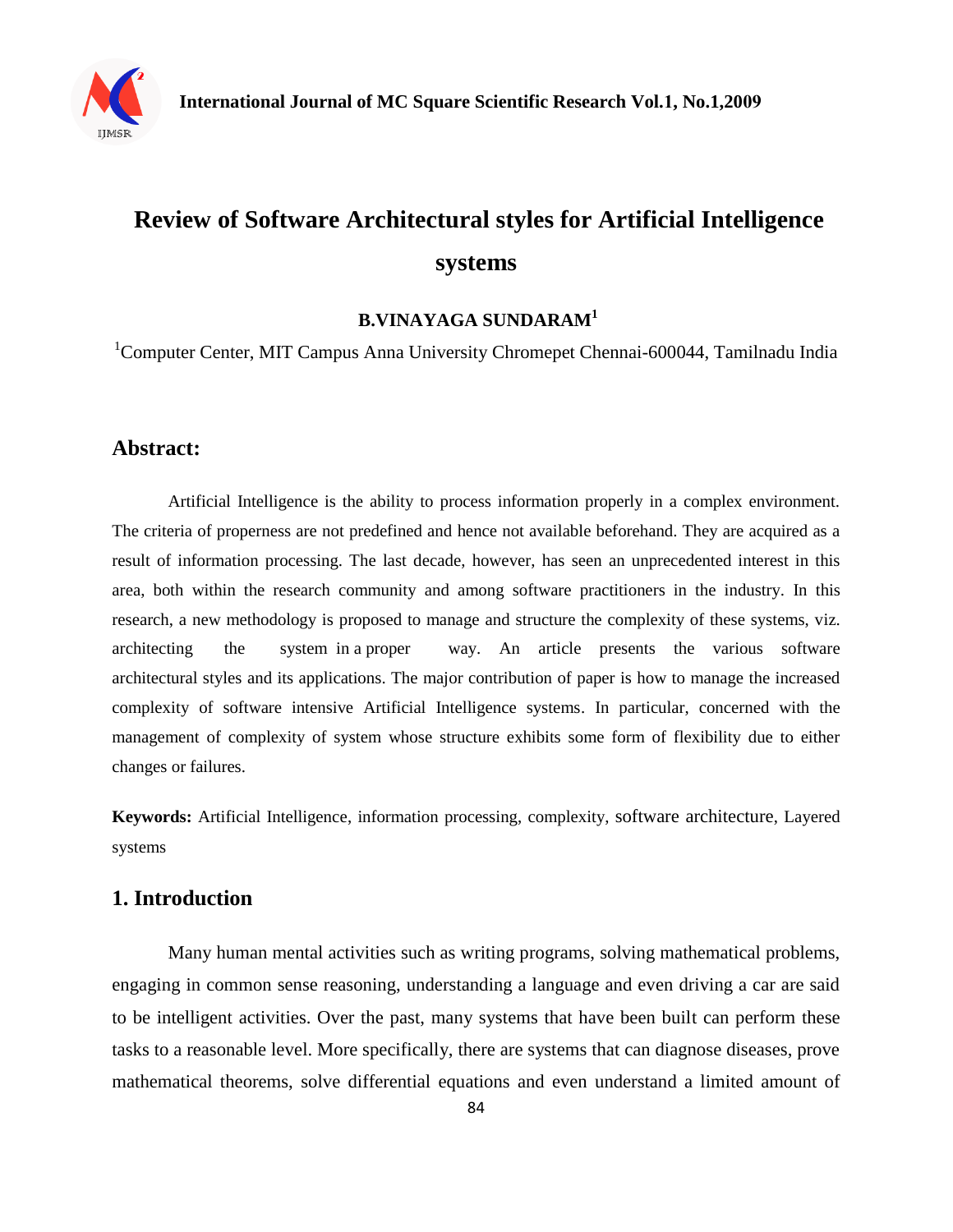# Review of Software Architectural styles for Artificial Intelligence systems

**B.VINAYAGA SUNDARAM[1]**

[1]Computer Center, MIT Campus Anna University Chromepet Chennai-600044, Tamilnadu India

## Abstract:

Artificial Intelligence is the ability to process information properly in a complex environment. The criteria of properness are not predefined and hence not available beforehand. They are acquired as a result of information processing. The last decade, however, has seen an unprecedented interest in this area, both within the research community and among software practitioners in the industry. In this research, a new methodology is proposed to manage and structure the complexity of these systems, viz. architecting the system in a proper way. An article presents the various software architectural styles and its applications. The major contribution of paper is how to manage the increased complexity of software intensive Artificial Intelligence systems. In particular, concerned with the management of complexity of system whose structure exhibits some form of flexibility due to either changes or failures.

**Keywords:** Artificial Intelligence, information processing, complexity, software architecture, Layered systems

## 1. Introduction

Many human mental activities such as writing programs, solving mathematical problems, engaging in common sense reasoning, understanding a language and even driving a car are said to be intelligent activities. Over the past, many systems that have been built can perform these tasks to a reasonable level. More specifically, there are systems that can diagnose diseases, prove mathematical theorems, solve differential equations and even understand a limited amount of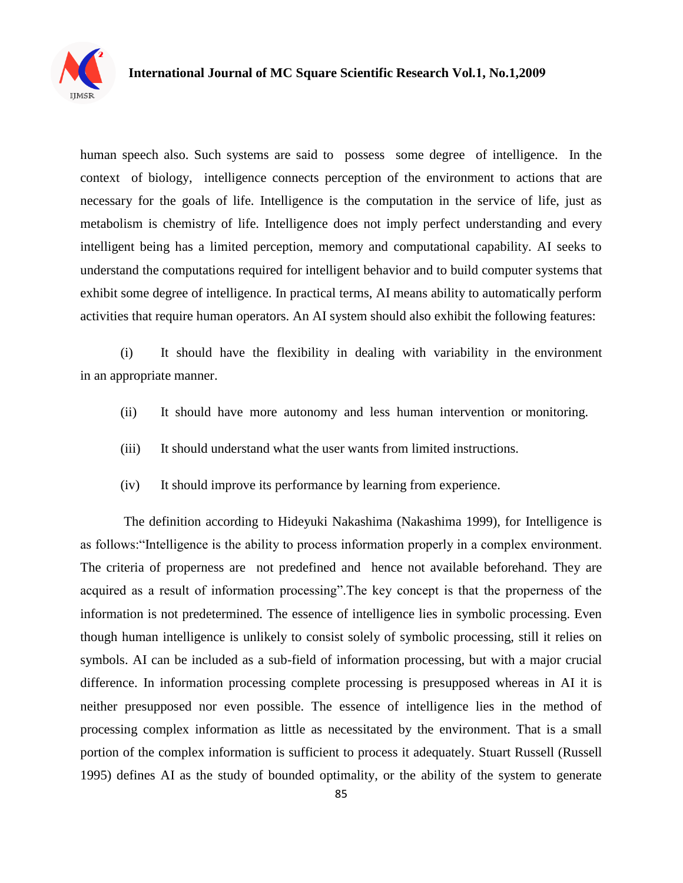human speech also. Such systems are said to possess some degree of intelligence. In the context of biology, intelligence connects perception of the environment to actions that are necessary for the goals of life. Intelligence is the computation in the service of life, just as metabolism is chemistry of life. Intelligence does not imply perfect understanding and every intelligent being has a limited perception, memory and computational capability. AI seeks to understand the computations required for intelligent behavior and to build computer systems that exhibit some degree of intelligence. In practical terms, AI means ability to automatically perform activities that require human operators. An AI system should also exhibit the following features:

(i) It should have the flexibility in dealing with variability in the environment in an appropriate manner.

(ii) It should have more autonomy and less human intervention or monitoring.

(iii) It should understand what the user wants from limited instructions.

(iv) It should improve its performance by learning from experience.

The definition according to Hideyuki Nakashima (Nakashima 1999), for Intelligence is as follows:"Intelligence is the ability to process information properly in a complex environment. The criteria of properness are not predefined and hence not available beforehand. They are acquired as a result of information processing".The key concept is that the properness of the information is not predetermined. The essence of intelligence lies in symbolic processing. Even though human intelligence is unlikely to consist solely of symbolic processing, still it relies on symbols. AI can be included as a sub-field of information processing, but with a major crucial difference. In information processing complete processing is presupposed whereas in AI it is neither presupposed nor even possible. The essence of intelligence lies in the method of processing complex information as little as necessitated by the environment. That is a small portion of the complex information is sufficient to process it adequately. Stuart Russell (Russell 1995) defines AI as the study of bounded optimality, or the ability of the system to generate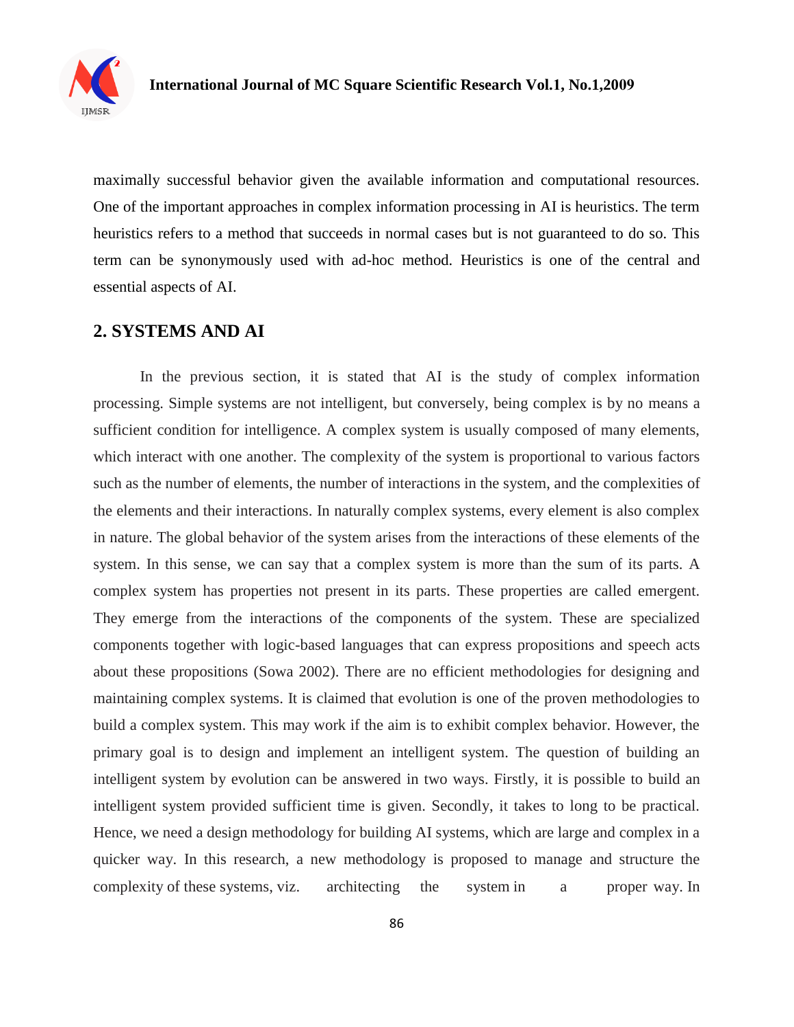maximally successful behavior given the available information and computational resources. One of the important approaches in complex information processing in AI is heuristics. The term heuristics refers to a method that succeeds in normal cases but is not guaranteed to do so. This term can be synonymously used with ad-hoc method. Heuristics is one of the central and essential aspects of AI.

## 2. SYSTEMS AND AI

In the previous section, it is stated that AI is the study of complex information processing. Simple systems are not intelligent, but conversely, being complex is by no means a sufficient condition for intelligence. A complex system is usually composed of many elements, which interact with one another. The complexity of the system is proportional to various factors such as the number of elements, the number of interactions in the system, and the complexities of the elements and their interactions. In naturally complex systems, every element is also complex in nature. The global behavior of the system arises from the interactions of these elements of the system. In this sense, we can say that a complex system is more than the sum of its parts. A complex system has properties not present in its parts. These properties are called emergent. They emerge from the interactions of the components of the system. These are specialized components together with logic-based languages that can express propositions and speech acts about these propositions (Sowa 2002). There are no efficient methodologies for designing and maintaining complex systems. It is claimed that evolution is one of the proven methodologies to build a complex system. This may work if the aim is to exhibit complex behavior. However, the primary goal is to design and implement an intelligent system. The question of building an intelligent system by evolution can be answered in two ways. Firstly, it is possible to build an intelligent system provided sufficient time is given. Secondly, it takes to long to be practical. Hence, we need a design methodology for building AI systems, which are large and complex in a quicker way. In this research, a new methodology is proposed to manage and structure the complexity of these systems, viz. architecting the system in a proper way. In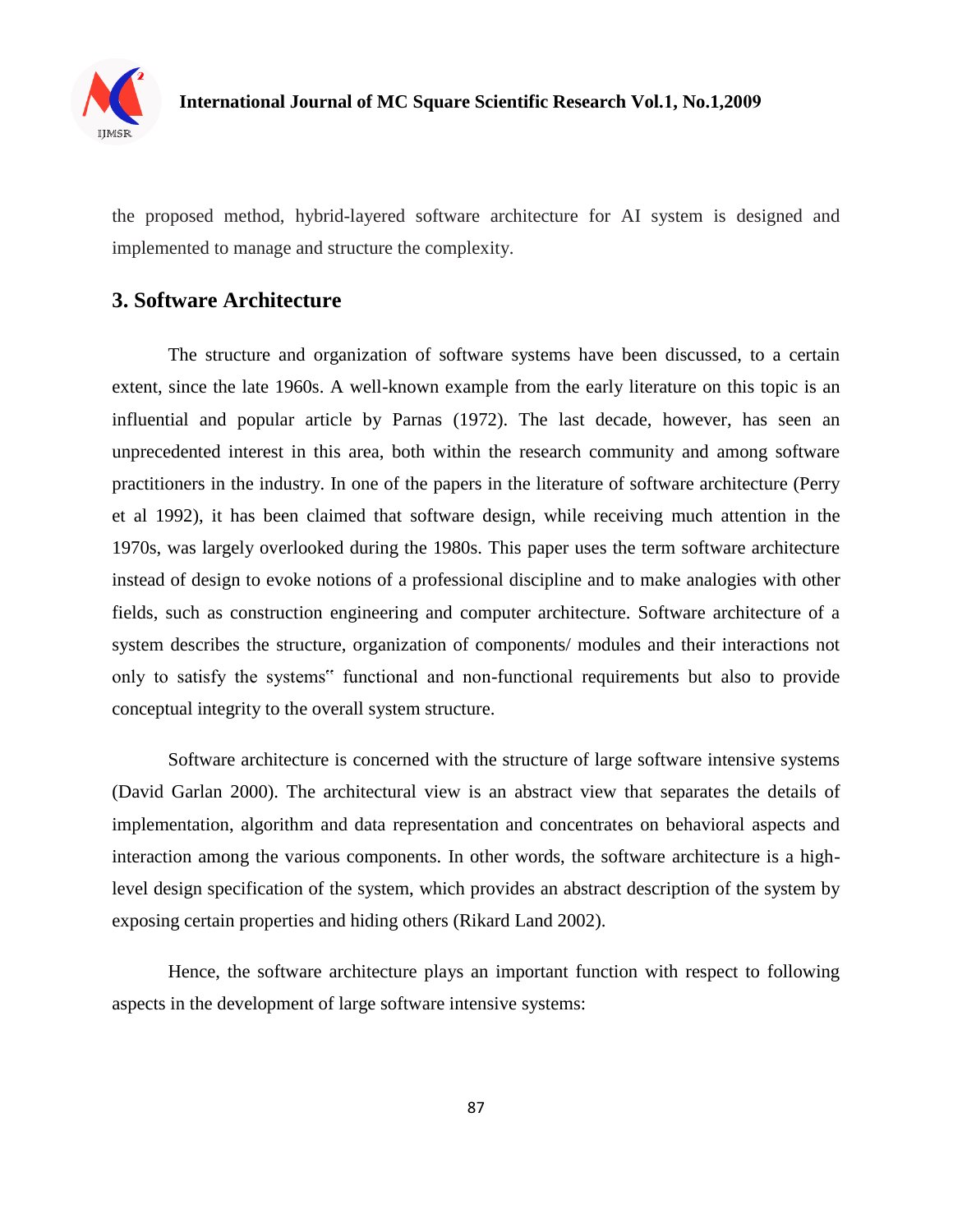the proposed method, hybrid-layered software architecture for AI system is designed and implemented to manage and structure the complexity.

## 3. Software Architecture

The structure and organization of software systems have been discussed, to a certain extent, since the late 1960s. A well-known example from the early literature on this topic is an influential and popular article by Parnas (1972). The last decade, however, has seen an unprecedented interest in this area, both within the research community and among software practitioners in the industry. In one of the papers in the literature of software architecture (Perry et al 1992), it has been claimed that software design, while receiving much attention in the 1970s, was largely overlooked during the 1980s. This paper uses the term software architecture instead of design to evoke notions of a professional discipline and to make analogies with other fields, such as construction engineering and computer architecture. Software architecture of a system describes the structure, organization of components/ modules and their interactions not only to satisfy the systems" functional and non-functional requirements but also to provide conceptual integrity to the overall system structure.

Software architecture is concerned with the structure of large software intensive systems (David Garlan 2000). The architectural view is an abstract view that separates the details of implementation, algorithm and data representation and concentrates on behavioral aspects and interaction among the various components. In other words, the software architecture is a high-level design specification of the system, which provides an abstract description of the system by exposing certain properties and hiding others (Rikard Land 2002).

Hence, the software architecture plays an important function with respect to following aspects in the development of large software intensive systems: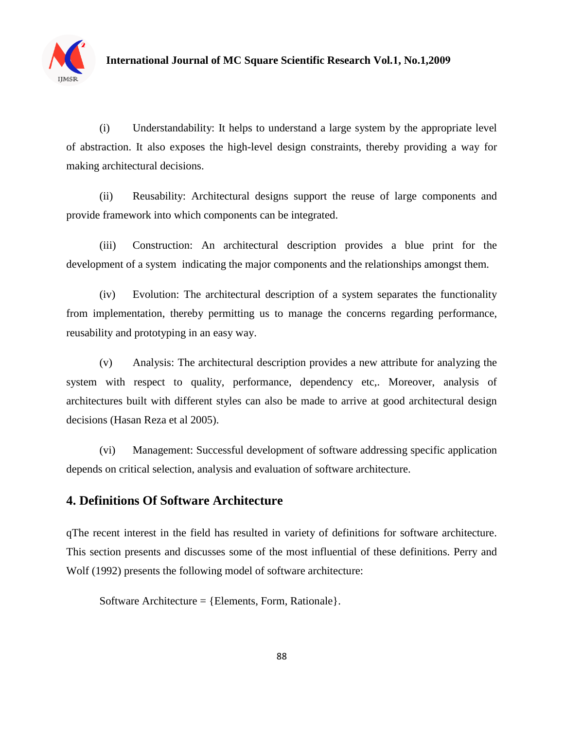(i) Understandability: It helps to understand a large system by the appropriate level of abstraction. It also exposes the high-level design constraints, thereby providing a way for making architectural decisions.

(ii) Reusability: Architectural designs support the reuse of large components and provide framework into which components can be integrated.

(iii) Construction: An architectural description provides a blue print for the development of a system indicating the major components and the relationships amongst them.

(iv) Evolution: The architectural description of a system separates the functionality from implementation, thereby permitting us to manage the concerns regarding performance, reusability and prototyping in an easy way.

(v) Analysis: The architectural description provides a new attribute for analyzing the system with respect to quality, performance, dependency etc,. Moreover, analysis of architectures built with different styles can also be made to arrive at good architectural design decisions (Hasan Reza et al 2005).

(vi) Management: Successful development of software addressing specific application depends on critical selection, analysis and evaluation of software architecture.

## 4. Definitions Of Software Architecture

qThe recent interest in the field has resulted in variety of definitions for software architecture. This section presents and discusses some of the most influential of these definitions. Perry and Wolf (1992) presents the following model of software architecture:

Software Architecture = {Elements, Form, Rationale}.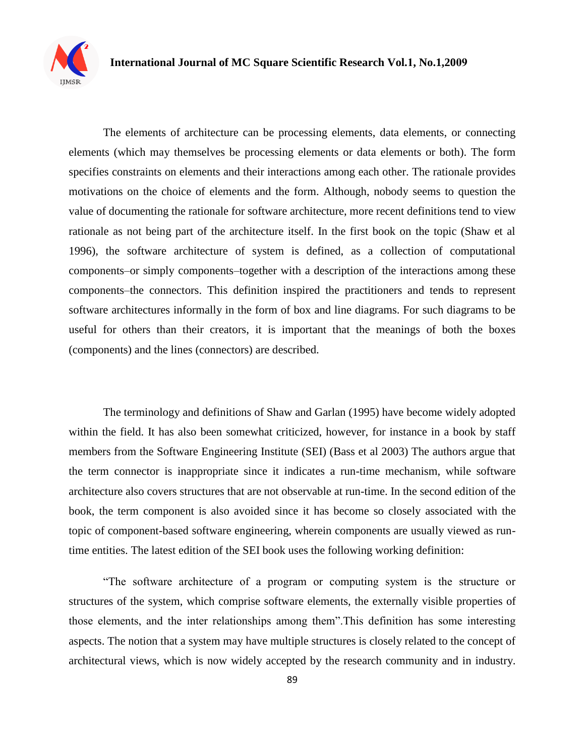The elements of architecture can be processing elements, data elements, or connecting elements (which may themselves be processing elements or data elements or both). The form specifies constraints on elements and their interactions among each other. The rationale provides motivations on the choice of elements and the form. Although, nobody seems to question the value of documenting the rationale for software architecture, more recent definitions tend to view rationale as not being part of the architecture itself. In the first book on the topic (Shaw et al 1996), the software architecture of system is defined, as a collection of computational components–or simply components–together with a description of the interactions among these components–the connectors. This definition inspired the practitioners and tends to represent software architectures informally in the form of box and line diagrams. For such diagrams to be useful for others than their creators, it is important that the meanings of both the boxes (components) and the lines (connectors) are described.

The terminology and definitions of Shaw and Garlan (1995) have become widely adopted within the field. It has also been somewhat criticized, however, for instance in a book by staff members from the Software Engineering Institute (SEI) (Bass et al 2003) The authors argue that the term connector is inappropriate since it indicates a run-time mechanism, while software architecture also covers structures that are not observable at run-time. In the second edition of the book, the term component is also avoided since it has become so closely associated with the topic of component-based software engineering, wherein components are usually viewed as run-time entities. The latest edition of the SEI book uses the following working definition:

"The software architecture of a program or computing system is the structure or structures of the system, which comprise software elements, the externally visible properties of those elements, and the inter relationships among them".This definition has some interesting aspects. The notion that a system may have multiple structures is closely related to the concept of architectural views, which is now widely accepted by the research community and in industry.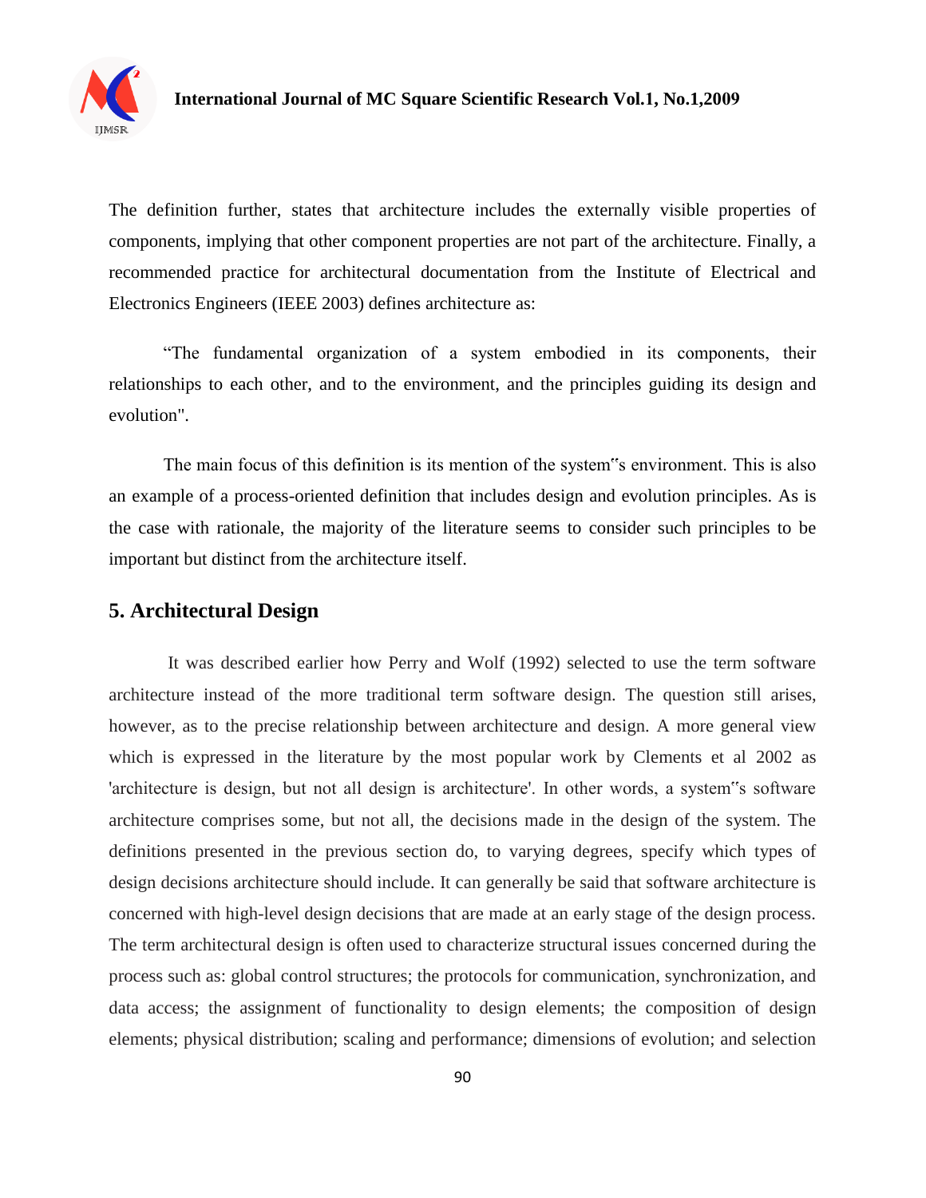The definition further, states that architecture includes the externally visible properties of components, implying that other component properties are not part of the architecture. Finally, a recommended practice for architectural documentation from the Institute of Electrical and Electronics Engineers (IEEE 2003) defines architecture as:

"The fundamental organization of a system embodied in its components, their relationships to each other, and to the environment, and the principles guiding its design and evolution".

The main focus of this definition is its mention of the system"s environment. This is also an example of a process-oriented definition that includes design and evolution principles. As is the case with rationale, the majority of the literature seems to consider such principles to be important but distinct from the architecture itself.

## 5. Architectural Design

It was described earlier how Perry and Wolf (1992) selected to use the term software architecture instead of the more traditional term software design. The question still arises, however, as to the precise relationship between architecture and design. A more general view which is expressed in the literature by the most popular work by Clements et al 2002 as 'architecture is design, but not all design is architecture'. In other words, a system"s software architecture comprises some, but not all, the decisions made in the design of the system. The definitions presented in the previous section do, to varying degrees, specify which types of design decisions architecture should include. It can generally be said that software architecture is concerned with high-level design decisions that are made at an early stage of the design process. The term architectural design is often used to characterize structural issues concerned during the process such as: global control structures; the protocols for communication, synchronization, and data access; the assignment of functionality to design elements; the composition of design elements; physical distribution; scaling and performance; dimensions of evolution; and selection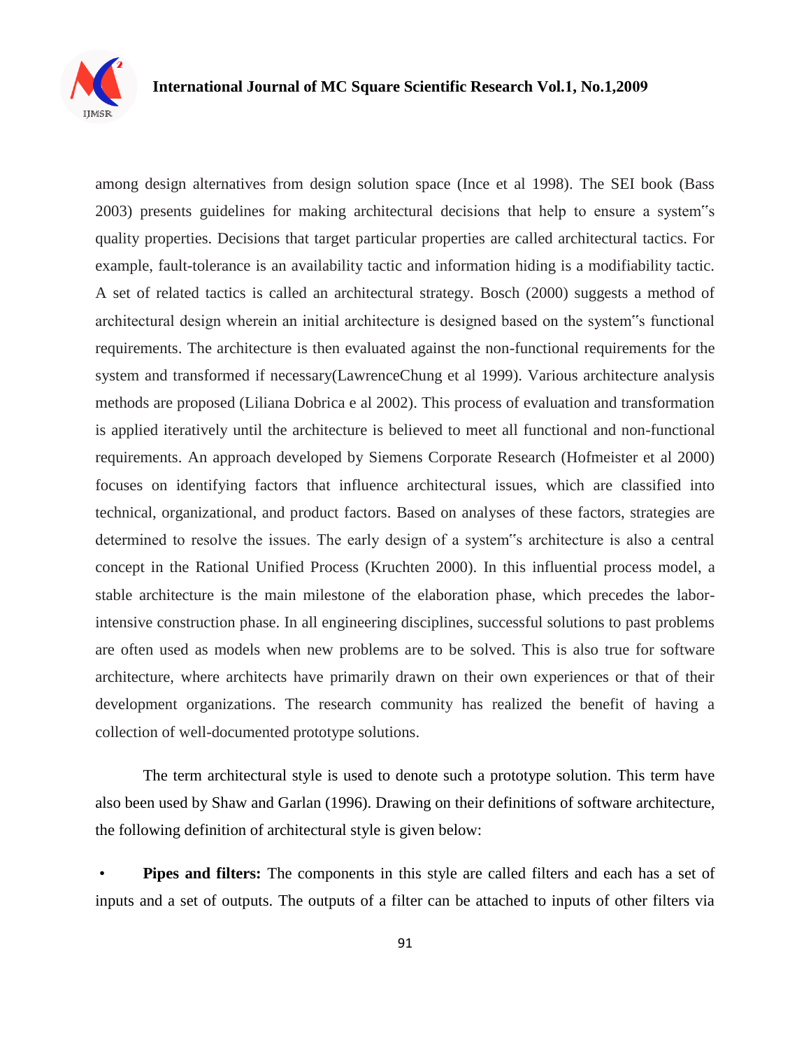among design alternatives from design solution space (Ince et al 1998). The SEI book (Bass 2003) presents guidelines for making architectural decisions that help to ensure a system‟s quality properties. Decisions that target particular properties are called architectural tactics. For example, fault-tolerance is an availability tactic and information hiding is a modifiability tactic. A set of related tactics is called an architectural strategy. Bosch (2000) suggests a method of architectural design wherein an initial architecture is designed based on the system‟s functional requirements. The architecture is then evaluated against the non-functional requirements for the system and transformed if necessary(LawrenceChung et al 1999). Various architecture analysis methods are proposed (Liliana Dobrica e al 2002). This process of evaluation and transformation is applied iteratively until the architecture is believed to meet all functional and non-functional requirements. An approach developed by Siemens Corporate Research (Hofmeister et al 2000) focuses on identifying factors that influence architectural issues, which are classified into technical, organizational, and product factors. Based on analyses of these factors, strategies are determined to resolve the issues. The early design of a system‟s architecture is also a central concept in the Rational Unified Process (Kruchten 2000). In this influential process model, a stable architecture is the main milestone of the elaboration phase, which precedes the labor-intensive construction phase. In all engineering disciplines, successful solutions to past problems are often used as models when new problems are to be solved. This is also true for software architecture, where architects have primarily drawn on their own experiences or that of their development organizations. The research community has realized the benefit of having a collection of well-documented prototype solutions.

The term architectural style is used to denote such a prototype solution. This term have also been used by Shaw and Garlan (1996). Drawing on their definitions of software architecture, the following definition of architectural style is given below:

- **Pipes and filters:** The components in this style are called filters and each has a set of inputs and a set of outputs. The outputs of a filter can be attached to inputs of other filters via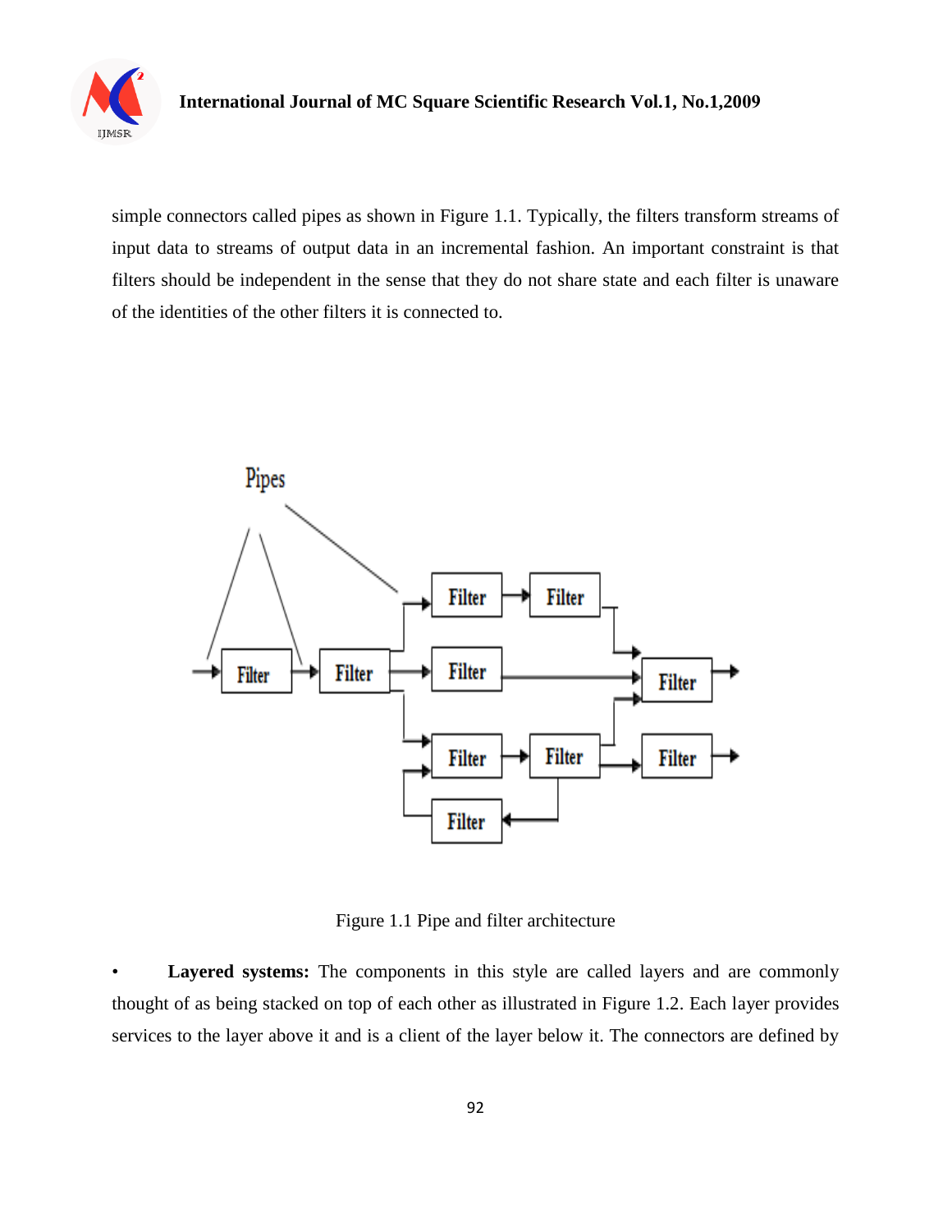simple connectors called pipes as shown in Figure 1.1. Typically, the filters transform streams of input data to streams of output data in an incremental fashion. An important constraint is that filters should be independent in the sense that they do not share state and each filter is unaware of the identities of the other filters it is connected to.

Figure 1.1 Pipe and filter architecture

- **Layered systems:** The components in this style are called layers and are commonly thought of as being stacked on top of each other as illustrated in Figure 1.2. Each layer provides services to the layer above it and is a client of the layer below it. The connectors are defined by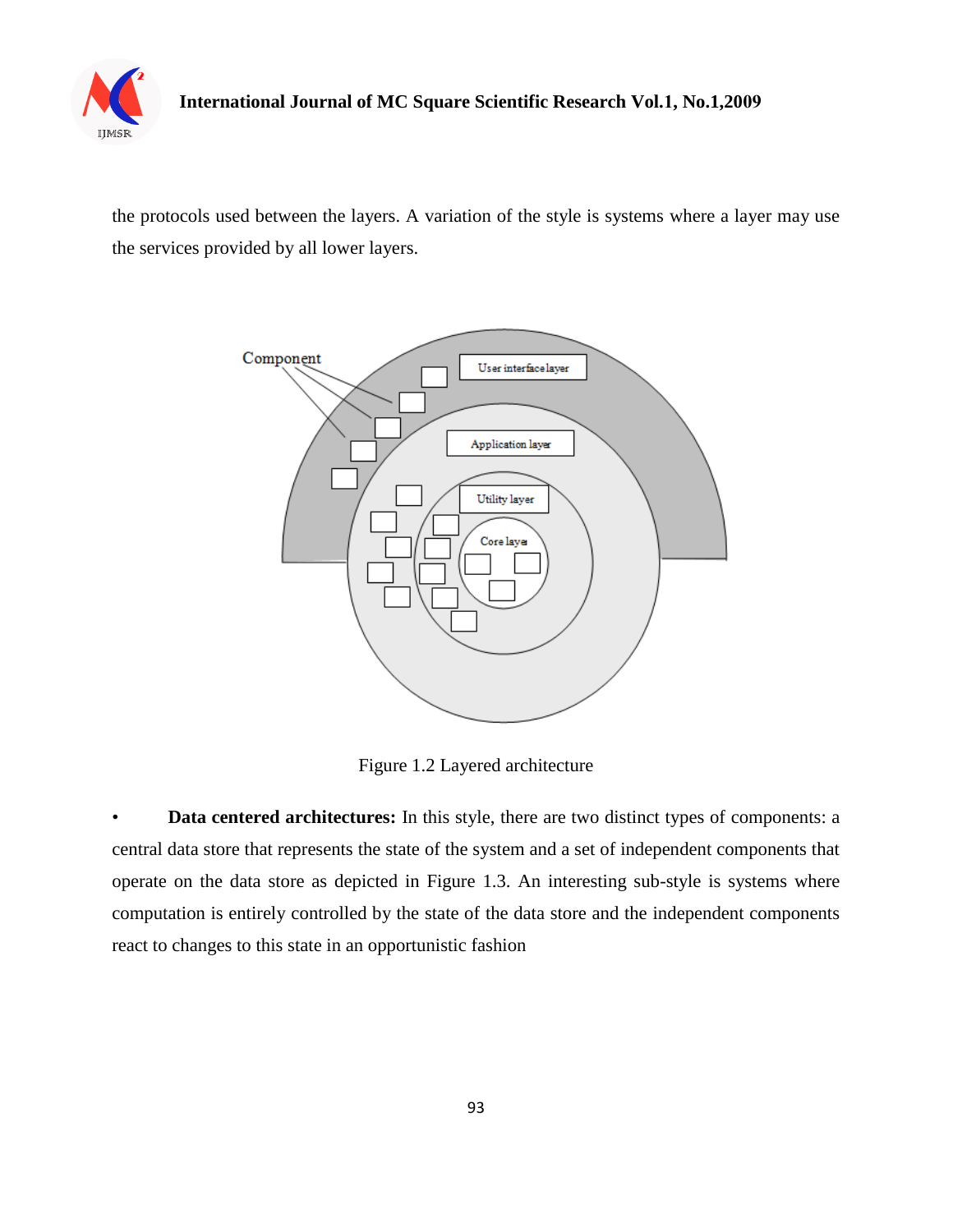the protocols used between the layers. A variation of the style is systems where a layer may use the services provided by all lower layers.

Figure 1.2 Layered architecture

- **Data centered architectures:** In this style, there are two distinct types of components: a central data store that represents the state of the system and a set of independent components that operate on the data store as depicted in Figure 1.3. An interesting sub-style is systems where computation is entirely controlled by the state of the data store and the independent components react to changes to this state in an opportunistic fashion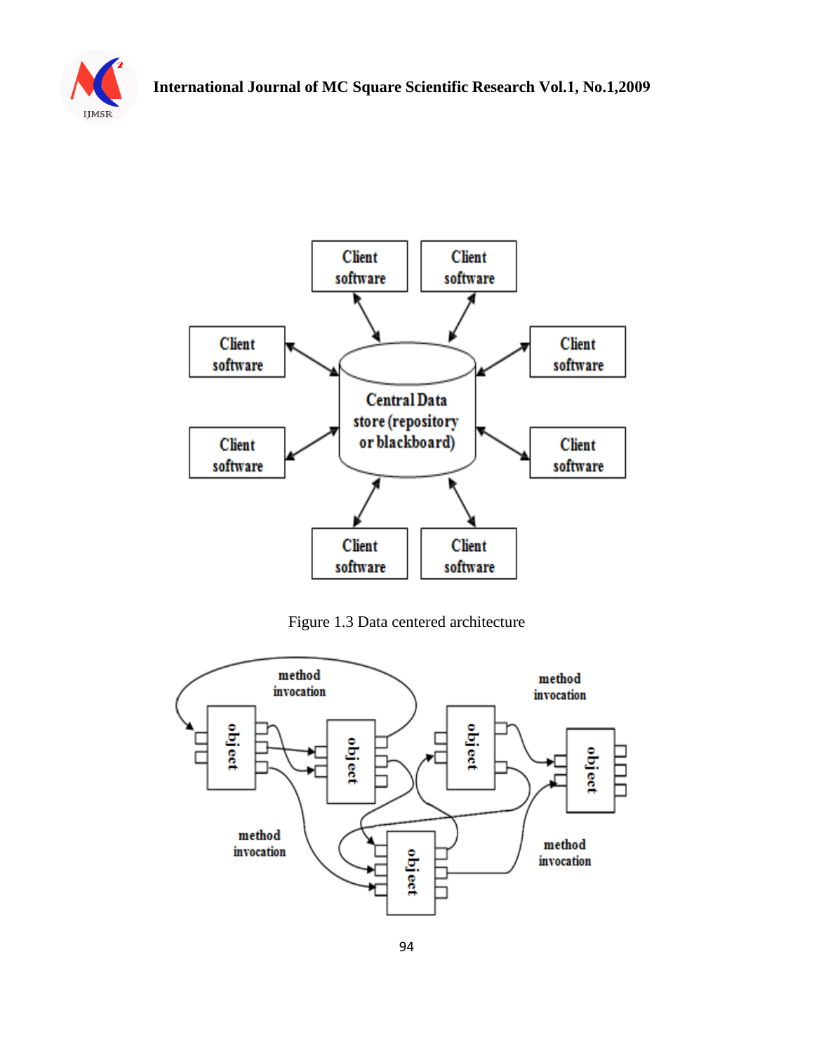Figure 1.3 Data centered architecture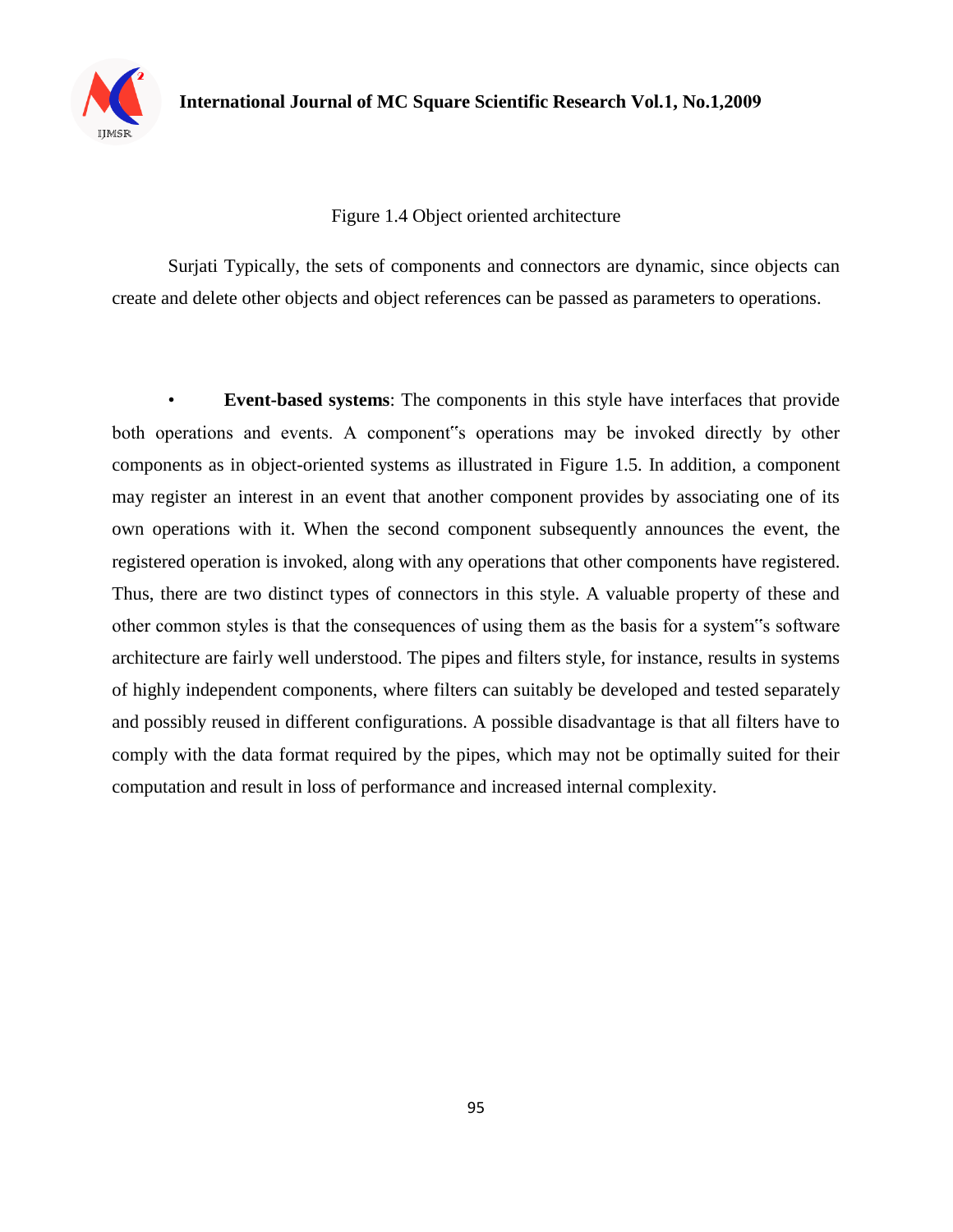Figure 1.4 Object oriented architecture

Surjati Typically, the sets of components and connectors are dynamic, since objects can create and delete other objects and object references can be passed as parameters to operations.

- **Event-based systems**: The components in this style have interfaces that provide both operations and events. A component"s operations may be invoked directly by other components as in object-oriented systems as illustrated in Figure 1.5. In addition, a component may register an interest in an event that another component provides by associating one of its own operations with it. When the second component subsequently announces the event, the registered operation is invoked, along with any operations that other components have registered. Thus, there are two distinct types of connectors in this style. A valuable property of these and other common styles is that the consequences of using them as the basis for a system"s software architecture are fairly well understood. The pipes and filters style, for instance, results in systems of highly independent components, where filters can suitably be developed and tested separately and possibly reused in different configurations. A possible disadvantage is that all filters have to comply with the data format required by the pipes, which may not be optimally suited for their computation and result in loss of performance and increased internal complexity.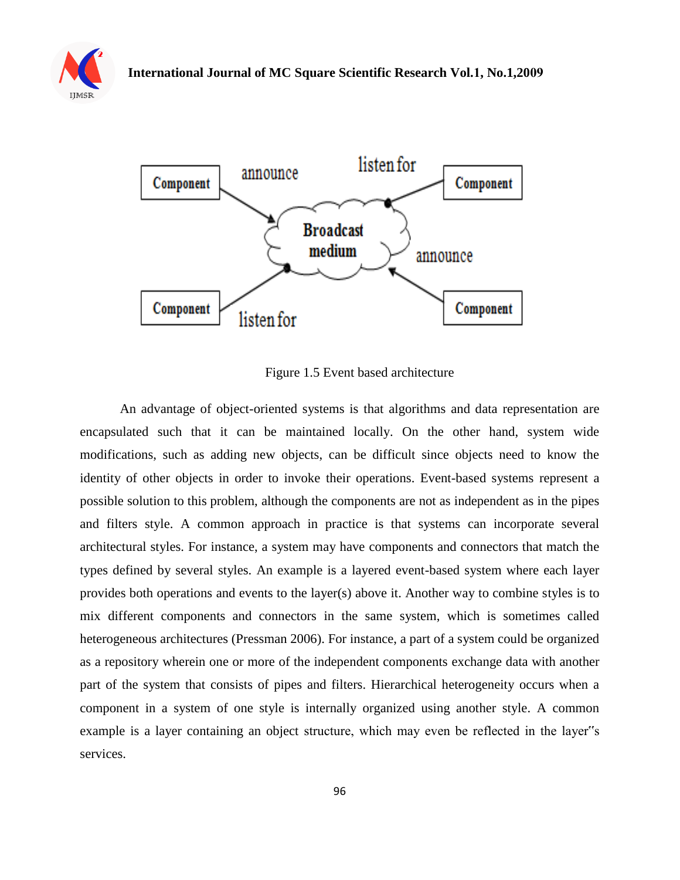Figure 1.5 Event based architecture

An advantage of object-oriented systems is that algorithms and data representation are encapsulated such that it can be maintained locally. On the other hand, system wide modifications, such as adding new objects, can be difficult since objects need to know the identity of other objects in order to invoke their operations. Event-based systems represent a possible solution to this problem, although the components are not as independent as in the pipes and filters style. A common approach in practice is that systems can incorporate several architectural styles. For instance, a system may have components and connectors that match the types defined by several styles. An example is a layered event-based system where each layer provides both operations and events to the layer(s) above it. Another way to combine styles is to mix different components and connectors in the same system, which is sometimes called heterogeneous architectures (Pressman 2006). For instance, a part of a system could be organized as a repository wherein one or more of the independent components exchange data with another part of the system that consists of pipes and filters. Hierarchical heterogeneity occurs when a component in a system of one style is internally organized using another style. A common example is a layer containing an object structure, which may even be reflected in the layer"s services.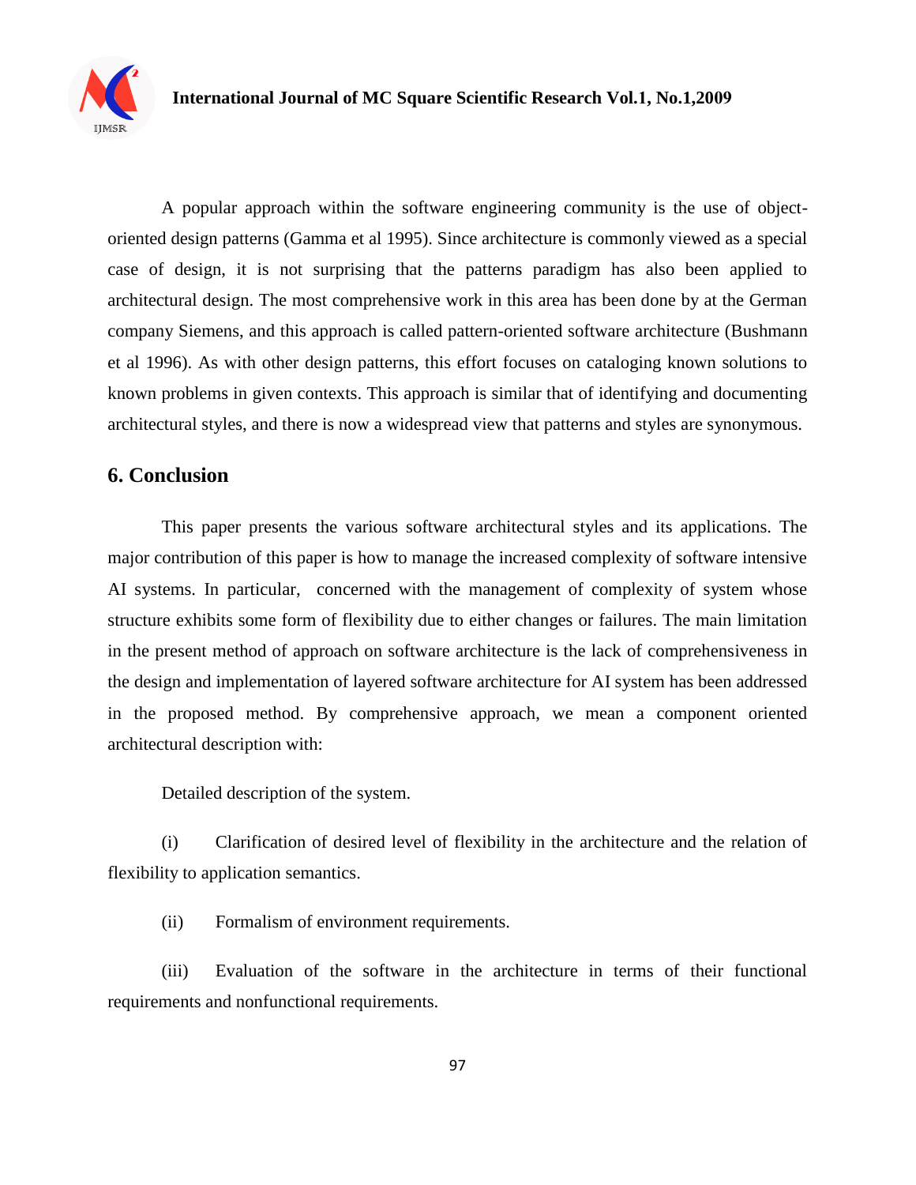A popular approach within the software engineering community is the use of object-oriented design patterns (Gamma et al 1995). Since architecture is commonly viewed as a special case of design, it is not surprising that the patterns paradigm has also been applied to architectural design. The most comprehensive work in this area has been done by at the German company Siemens, and this approach is called pattern-oriented software architecture (Bushmann et al 1996). As with other design patterns, this effort focuses on cataloging known solutions to known problems in given contexts. This approach is similar that of identifying and documenting architectural styles, and there is now a widespread view that patterns and styles are synonymous.

## 6. Conclusion

This paper presents the various software architectural styles and its applications. The major contribution of this paper is how to manage the increased complexity of software intensive AI systems. In particular, concerned with the management of complexity of system whose structure exhibits some form of flexibility due to either changes or failures. The main limitation in the present method of approach on software architecture is the lack of comprehensiveness in the design and implementation of layered software architecture for AI system has been addressed in the proposed method. By comprehensive approach, we mean a component oriented architectural description with:

Detailed description of the system.

(i) Clarification of desired level of flexibility in the architecture and the relation of flexibility to application semantics.

(ii) Formalism of environment requirements.

(iii) Evaluation of the software in the architecture in terms of their functional requirements and nonfunctional requirements.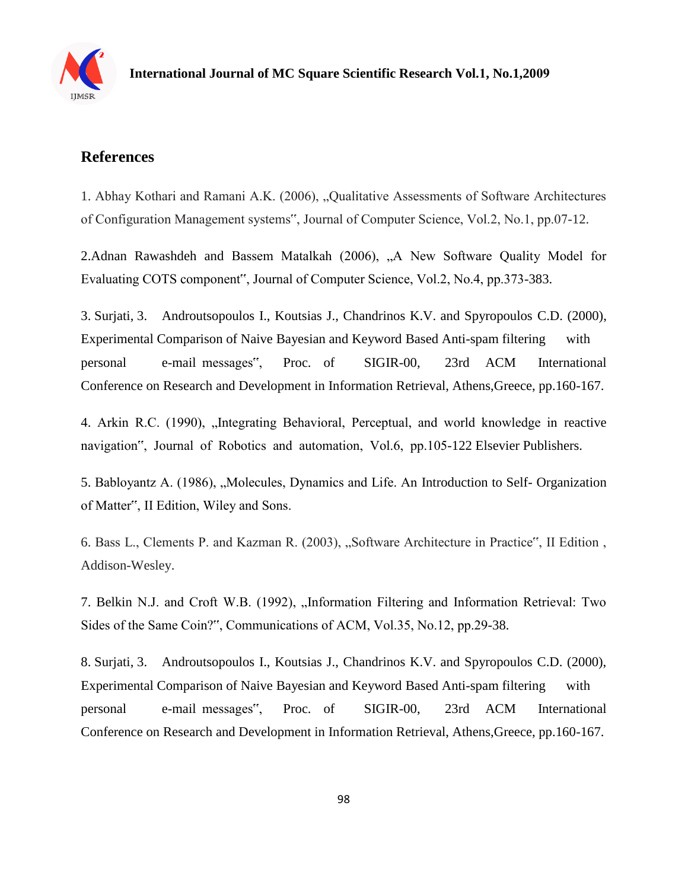## References

1. Abhay Kothari and Ramani A.K. (2006), „Qualitative Assessments of Software Architectures of Configuration Management systems", Journal of Computer Science, Vol.2, No.1, pp.07-12.

2.Adnan Rawashdeh and Bassem Matalkah (2006), „A New Software Quality Model for Evaluating COTS component", Journal of Computer Science, Vol.2, No.4, pp.373-383.

3. Surjati, 3. Androutsopoulos I., Koutsias J., Chandrinos K.V. and Spyropoulos C.D. (2000), Experimental Comparison of Naive Bayesian and Keyword Based Anti-spam filtering with personal e-mail messages", Proc. of SIGIR-00, 23rd ACM International Conference on Research and Development in Information Retrieval, Athens,Greece, pp.160-167.

4. Arkin R.C. (1990), „Integrating Behavioral, Perceptual, and world knowledge in reactive navigation", Journal of Robotics and automation, Vol.6, pp.105-122 Elsevier Publishers.

5. Babloyantz A. (1986), „Molecules, Dynamics and Life. An Introduction to Self- Organization of Matter", II Edition, Wiley and Sons.

6. Bass L., Clements P. and Kazman R. (2003), „Software Architecture in Practice", II Edition , Addison-Wesley.

7. Belkin N.J. and Croft W.B. (1992), „Information Filtering and Information Retrieval: Two Sides of the Same Coin?", Communications of ACM, Vol.35, No.12, pp.29-38.

8. Surjati, 3. Androutsopoulos I., Koutsias J., Chandrinos K.V. and Spyropoulos C.D. (2000), Experimental Comparison of Naive Bayesian and Keyword Based Anti-spam filtering with personal e-mail messages", Proc. of SIGIR-00, 23rd ACM International Conference on Research and Development in Information Retrieval, Athens,Greece, pp.160-167.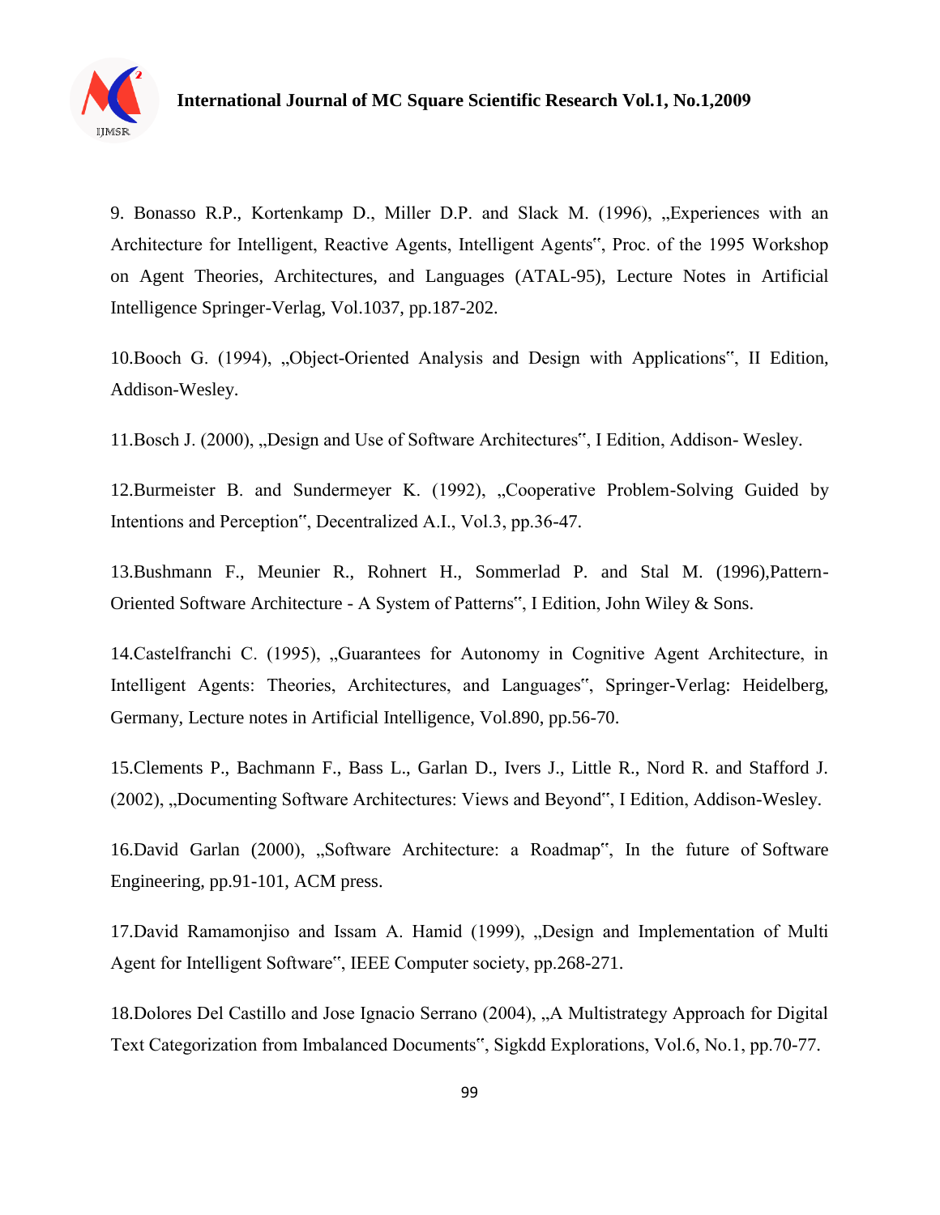9. Bonasso R.P., Kortenkamp D., Miller D.P. and Slack M. (1996), „Experiences with an Architecture for Intelligent, Reactive Agents, Intelligent Agents", Proc. of the 1995 Workshop on Agent Theories, Architectures, and Languages (ATAL-95), Lecture Notes in Artificial Intelligence Springer-Verlag, Vol.1037, pp.187-202.

10.Booch G. (1994), „Object-Oriented Analysis and Design with Applications", II Edition, Addison-Wesley.

11.Bosch J. (2000), „Design and Use of Software Architectures", I Edition, Addison- Wesley.

12.Burmeister B. and Sundermeyer K. (1992), „Cooperative Problem-Solving Guided by Intentions and Perception", Decentralized A.I., Vol.3, pp.36-47.

13.Bushmann F., Meunier R., Rohnert H., Sommerlad P. and Stal M. (1996),Pattern-Oriented Software Architecture - A System of Patterns", I Edition, John Wiley & Sons.

14.Castelfranchi C. (1995), „Guarantees for Autonomy in Cognitive Agent Architecture, in Intelligent Agents: Theories, Architectures, and Languages", Springer-Verlag: Heidelberg, Germany, Lecture notes in Artificial Intelligence, Vol.890, pp.56-70.

15.Clements P., Bachmann F., Bass L., Garlan D., Ivers J., Little R., Nord R. and Stafford J. (2002), „Documenting Software Architectures: Views and Beyond", I Edition, Addison-Wesley.

16.David Garlan (2000), „Software Architecture: a Roadmap", In the future of Software Engineering, pp.91-101, ACM press.

17.David Ramamonjiso and Issam A. Hamid (1999), „Design and Implementation of Multi Agent for Intelligent Software", IEEE Computer society, pp.268-271.

18.Dolores Del Castillo and Jose Ignacio Serrano (2004), „A Multistrategy Approach for Digital Text Categorization from Imbalanced Documents", Sigkdd Explorations, Vol.6, No.1, pp.70-77.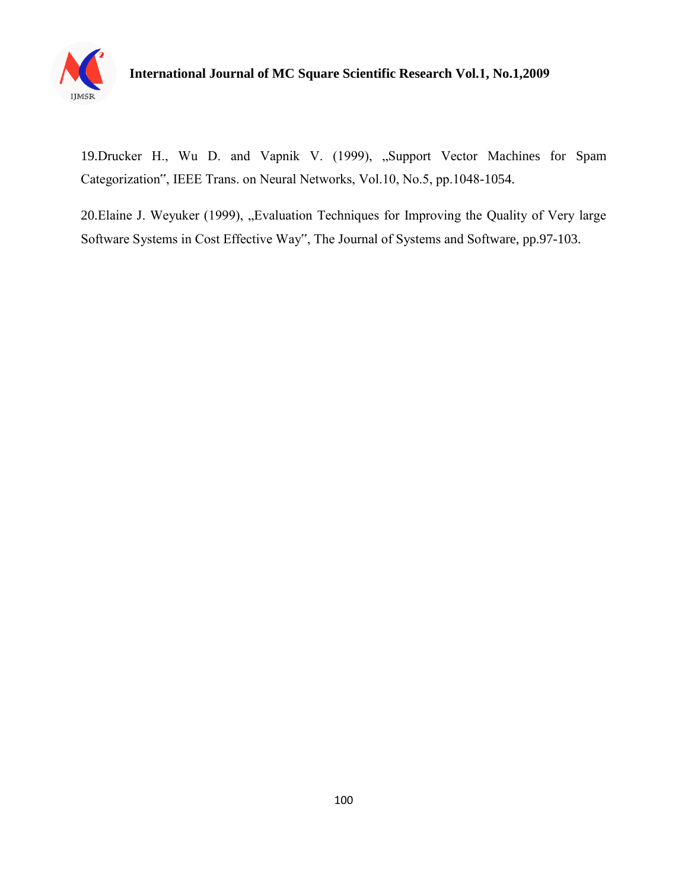19.Drucker H., Wu D. and Vapnik V. (1999), „Support Vector Machines for Spam Categorization", IEEE Trans. on Neural Networks, Vol.10, No.5, pp.1048-1054.

20.Elaine J. Weyuker (1999), „Evaluation Techniques for Improving the Quality of Very large Software Systems in Cost Effective Way", The Journal of Systems and Software, pp.97-103.